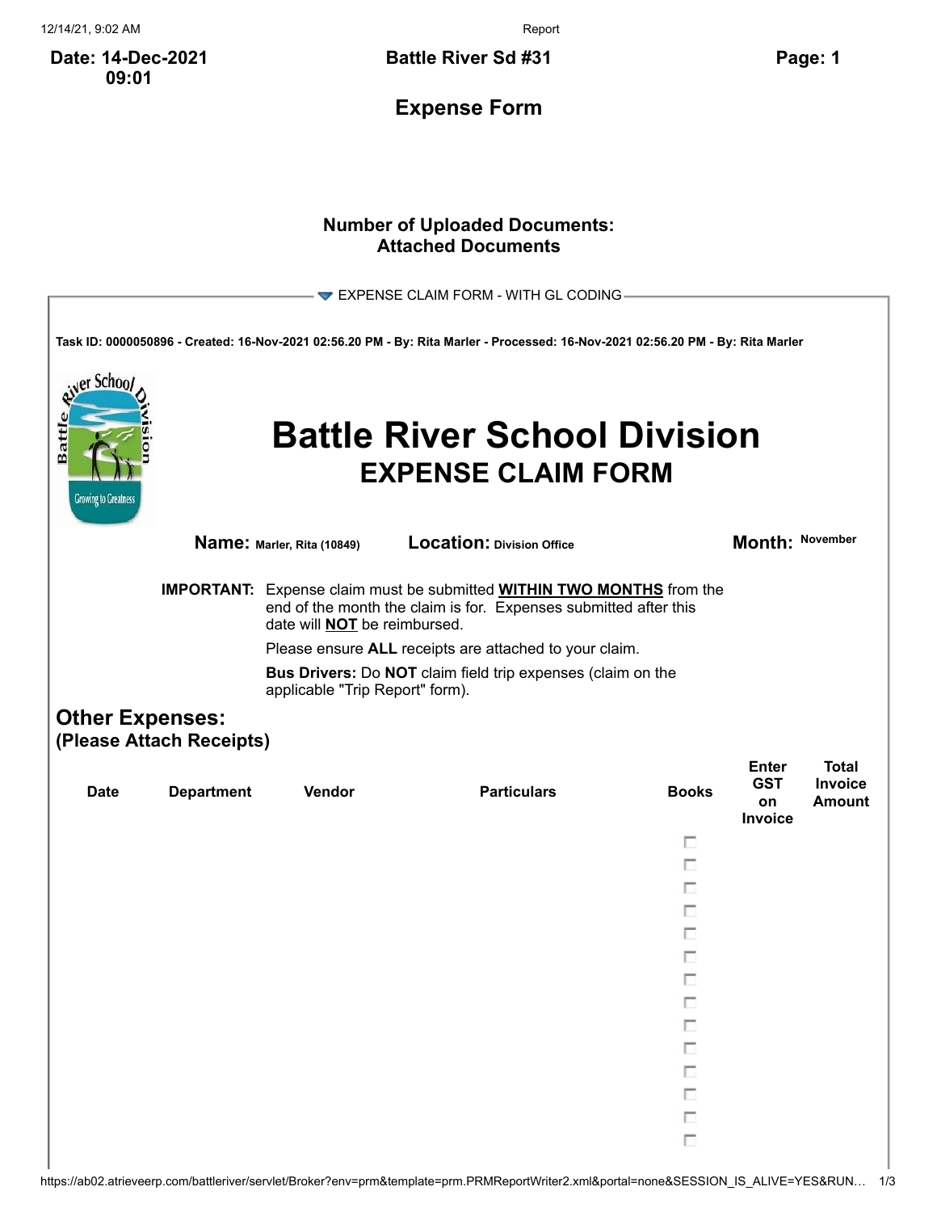**Date: 14-Dec-2021 09:01**

**Battle River Sd #31**

**Page: 1**

## Expense Form

**Number of Uploaded Documents:**
**Attached Documents**

▼ EXPENSE CLAIM FORM - WITH GL CODING

**Task ID: 0000050896 - Created: 16-Nov-2021 02:56.20 PM - By: Rita Marler - Processed: 16-Nov-2021 02:56.20 PM - By: Rita Marler**

# Battle River School Division
## EXPENSE CLAIM FORM

**Name:** Marler, Rita (10849) **Location:** Division Office **Month:** November

**IMPORTANT:** Expense claim must be submitted **WITHIN TWO MONTHS** from the end of the month the claim is for. Expenses submitted after this date will **NOT** be reimbursed.

Please ensure **ALL** receipts are attached to your claim.

**Bus Drivers:** Do **NOT** claim field trip expenses (claim on the applicable "Trip Report" form).

## Other Expenses:
### (Please Attach Receipts)

| Date | Department | Vendor | Particulars | Books | Enter GST on Invoice | Total Invoice Amount |
|---|---|---|---|---|---|---|
| | | | | ☐ | | |
| | | | | ☐ | | |
| | | | | ☐ | | |
| | | | | ☐ | | |
| | | | | ☐ | | |
| | | | | ☐ | | |
| | | | | ☐ | | |
| | | | | ☐ | | |
| | | | | ☐ | | |
| | | | | ☐ | | |
| | | | | ☐ | | |
| | | | | ☐ | | |
| | | | | ☐ | | |
| | | | | ☐ | | |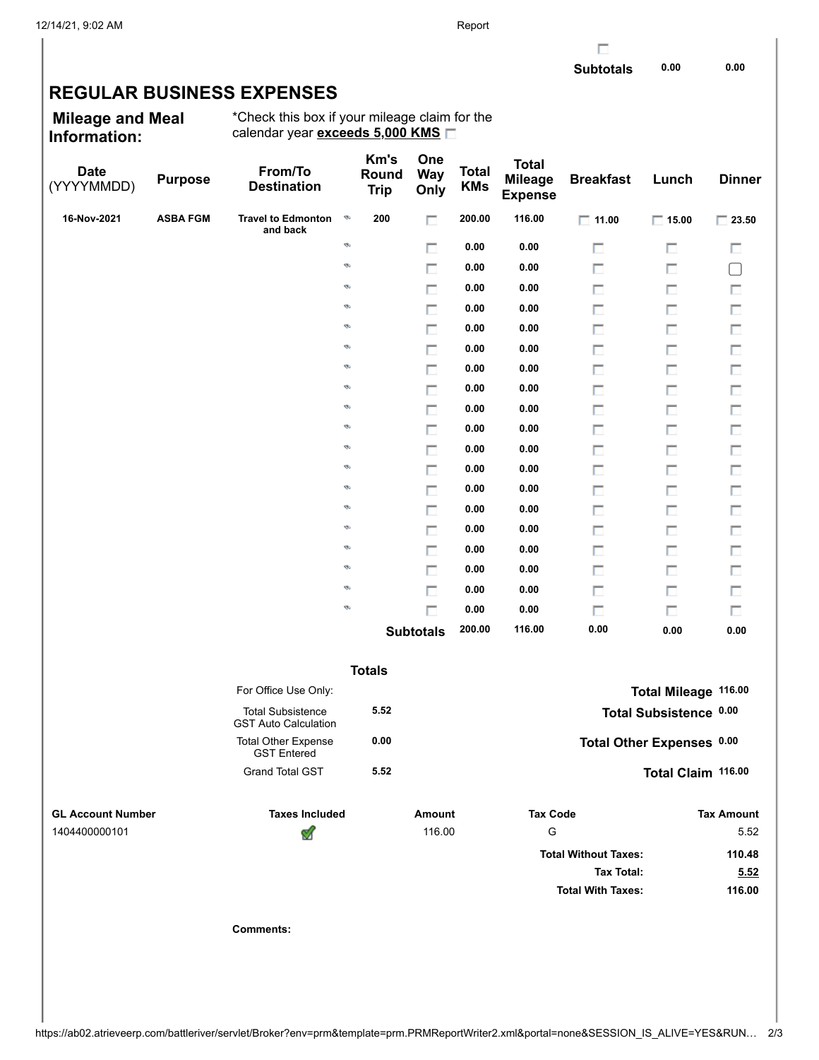| | Subtotals | 0.00 | 0.00 |
|---|---|---|---|

## REGULAR BUSINESS EXPENSES

**Mileage and Meal Information:**

*Check this box if your mileage claim for the calendar year **exceeds 5,000 KMS** ☐

| Date (YYYYMMDD) | Purpose | From/To Destination | Km's Round Trip | One Way Only | Total KMs | Total Mileage Expense | Breakfast | Lunch | Dinner |
|---|---|---|---|---|---|---|---|---|---|
| 16-Nov-2021 | ASBA FGM | Travel to Edmonton and back | 200 | ☐ | 200.00 | 116.00 | ☐ 11.00 | ☐ 15.00 | ☐ 23.50 |
| | | | | ☐ | 0.00 | 0.00 | ☐ | ☐ | ☐ |
| | | | | ☐ | 0.00 | 0.00 | ☐ | ☐ | ☐ |
| | | | | ☐ | 0.00 | 0.00 | ☐ | ☐ | ☐ |
| | | | | ☐ | 0.00 | 0.00 | ☐ | ☐ | ☐ |
| | | | | ☐ | 0.00 | 0.00 | ☐ | ☐ | ☐ |
| | | | | ☐ | 0.00 | 0.00 | ☐ | ☐ | ☐ |
| | | | | ☐ | 0.00 | 0.00 | ☐ | ☐ | ☐ |
| | | | | ☐ | 0.00 | 0.00 | ☐ | ☐ | ☐ |
| | | | | ☐ | 0.00 | 0.00 | ☐ | ☐ | ☐ |
| | | | | ☐ | 0.00 | 0.00 | ☐ | ☐ | ☐ |
| | | | | ☐ | 0.00 | 0.00 | ☐ | ☐ | ☐ |
| | | | | ☐ | 0.00 | 0.00 | ☐ | ☐ | ☐ |
| | | | | ☐ | 0.00 | 0.00 | ☐ | ☐ | ☐ |
| | | | | ☐ | 0.00 | 0.00 | ☐ | ☐ | ☐ |
| | | | | ☐ | 0.00 | 0.00 | ☐ | ☐ | ☐ |
| | | | | ☐ | 0.00 | 0.00 | ☐ | ☐ | ☐ |
| | | | | ☐ | 0.00 | 0.00 | ☐ | ☐ | ☐ |
| | | | | ☐ | 0.00 | 0.00 | ☐ | ☐ | ☐ |
| | | | | ☐ | 0.00 | 0.00 | ☐ | ☐ | ☐ |
| | | | | **Subtotals** | 200.00 | 116.00 | 0.00 | 0.00 | 0.00 |

### Totals

| For Office Use Only: | | | |
|---|---|---|---|
| Total Subsistence GST Auto Calculation | 5.52 | **Total Mileage** | 116.00 |
| Total Other Expense GST Entered | 0.00 | **Total Subsistence** | 0.00 |
| Grand Total GST | 5.52 | **Total Other Expenses** | 0.00 |
| | | **Total Claim** | 116.00 |

| GL Account Number | Taxes Included | Amount | Tax Code | Tax Amount |
|---|---|---|---|---|
| 1404400000101 | ✓ | 116.00 | G | 5.52 |
| | | | **Total Without Taxes:** | 110.48 |
| | | | **Tax Total:** | 5.52 |
| | | | **Total With Taxes:** | 116.00 |

**Comments:**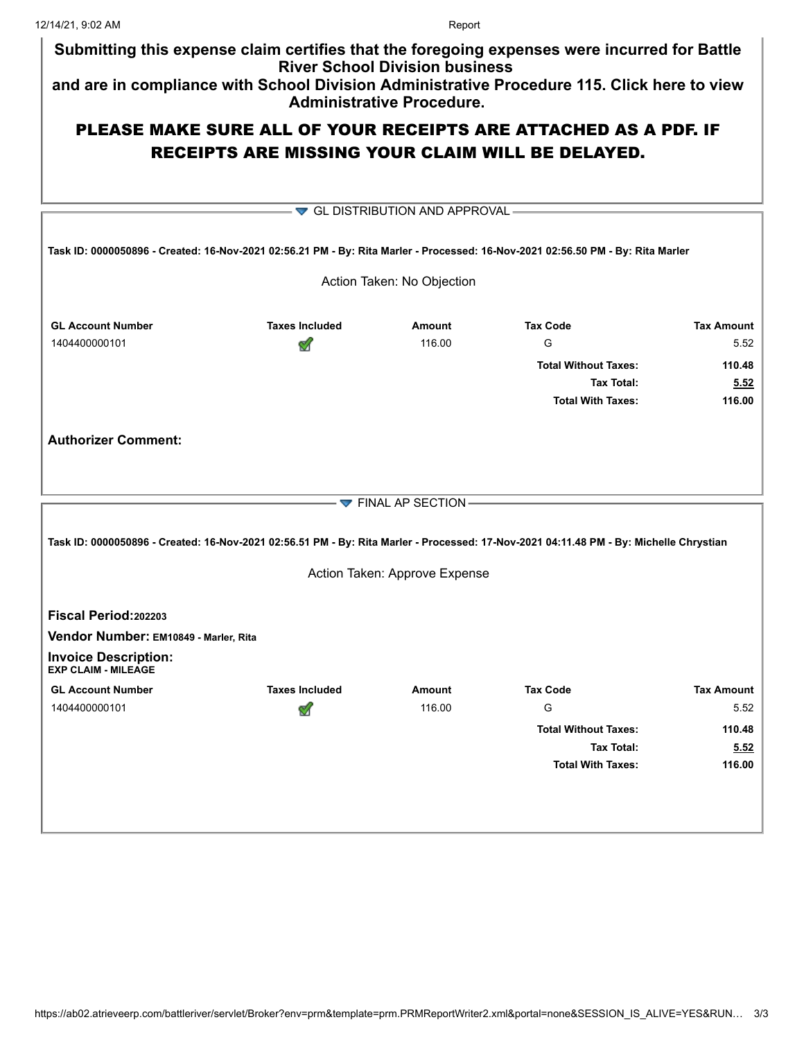**Submitting this expense claim certifies that the foregoing expenses were incurred for Battle River School Division business and are in compliance with School Division Administrative Procedure 115. Click here to view Administrative Procedure.**

## PLEASE MAKE SURE ALL OF YOUR RECEIPTS ARE ATTACHED AS A PDF. IF RECEIPTS ARE MISSING YOUR CLAIM WILL BE DELAYED.

## GL DISTRIBUTION AND APPROVAL

**Task ID: 0000050896 - Created: 16-Nov-2021 02:56.21 PM - By: Rita Marler - Processed: 16-Nov-2021 02:56.50 PM - By: Rita Marler**

Action Taken: No Objection

| GL Account Number | Taxes Included | Amount | Tax Code | Tax Amount |
|---|---|---|---|---|
| 1404400000101 | ✔ | 116.00 | G | 5.52 |
| | | | **Total Without Taxes:** | **110.48** |
| | | | **Tax Total:** | **5.52** |
| | | | **Total With Taxes:** | **116.00** |

**Authorizer Comment:**

## FINAL AP SECTION

**Task ID: 0000050896 - Created: 16-Nov-2021 02:56.51 PM - By: Rita Marler - Processed: 17-Nov-2021 04:11.48 PM - By: Michelle Chrystian**

Action Taken: Approve Expense

**Fiscal Period:202203**

**Vendor Number: EM10849 - Marler, Rita**

**Invoice Description:**
**EXP CLAIM - MILEAGE**

| GL Account Number | Taxes Included | Amount | Tax Code | Tax Amount |
|---|---|---|---|---|
| 1404400000101 | ✔ | 116.00 | G | 5.52 |
| | | | **Total Without Taxes:** | **110.48** |
| | | | **Tax Total:** | **5.52** |
| | | | **Total With Taxes:** | **116.00** |